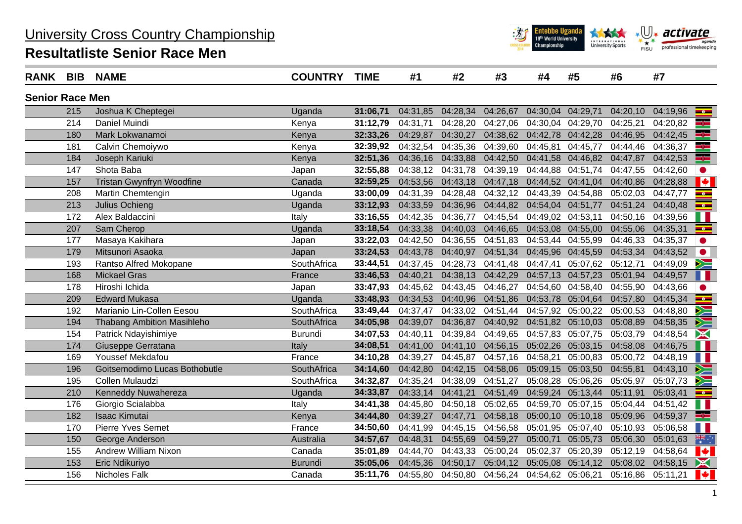# University Cross Country Championship

## Resultatliste Senior Race Men

| RANK | BIB | NAME | COUNTRY | TIME | #1 | #2 | #3 | #4 | #5 | #6 | #7 |
|---|---|---|---|---|---|---|---|---|---|---|---|
| **Senior Race Men** | | | | | | | | | | | |
| | 215 | Joshua K Cheptegei | Uganda | **31:06,71** | 04:31,85 | 04:28,34 | 04:26,67 | 04:30,04 | 04:29,71 | 04:20,10 | 04:19,96 |
| | 214 | Daniel Muindi | Kenya | **31:12,79** | 04:31,71 | 04:28,20 | 04:27,06 | 04:30,04 | 04:29,70 | 04:25,21 | 04:20,82 |
| | 180 | Mark Lokwanamoi | Kenya | **32:33,26** | 04:29,87 | 04:30,27 | 04:38,62 | 04:42,78 | 04:42,28 | 04:46,95 | 04:42,45 |
| | 181 | Calvin Chemoiywo | Kenya | **32:39,92** | 04:32,54 | 04:35,36 | 04:39,60 | 04:45,81 | 04:45,77 | 04:44,46 | 04:36,37 |
| | 184 | Joseph Kariuki | Kenya | **32:51,36** | 04:36,16 | 04:33,88 | 04:42,50 | 04:41,58 | 04:46,82 | 04:47,87 | 04:42,53 |
| | 147 | Shota Baba | Japan | **32:55,88** | 04:38,12 | 04:31,78 | 04:39,19 | 04:44,88 | 04:51,74 | 04:47,55 | 04:42,60 |
| | 157 | Tristan Gwynfryn Woodfine | Canada | **32:59,25** | 04:53,56 | 04:43,18 | 04:47,18 | 04:44,52 | 04:41,04 | 04:40,86 | 04:28,88 |
| | 208 | Martin Chemtengin | Uganda | **33:00,09** | 04:31,39 | 04:28,48 | 04:32,12 | 04:43,39 | 04:54,88 | 05:02,03 | 04:47,77 |
| | 213 | Julius Ochieng | Uganda | **33:12,93** | 04:33,59 | 04:36,96 | 04:44,82 | 04:54,04 | 04:51,77 | 04:51,24 | 04:40,48 |
| | 172 | Alex Baldaccini | Italy | **33:16,55** | 04:42,35 | 04:36,77 | 04:45,54 | 04:49,02 | 04:53,11 | 04:50,16 | 04:39,56 |
| | 207 | Sam Cherop | Uganda | **33:18,54** | 04:33,38 | 04:40,03 | 04:46,65 | 04:53,08 | 04:55,00 | 04:55,06 | 04:35,31 |
| | 177 | Masaya Kakihara | Japan | **33:22,03** | 04:42,50 | 04:36,55 | 04:51,83 | 04:53,44 | 04:55,99 | 04:46,33 | 04:35,37 |
| | 179 | Mitsunori Asaoka | Japan | **33:24,53** | 04:43,78 | 04:40,97 | 04:51,34 | 04:45,96 | 04:45,59 | 04:53,34 | 04:43,52 |
| | 193 | Rantso Alfred Mokopane | SouthAfrica | **33:44,51** | 04:37,45 | 04:28,73 | 04:41,48 | 04:47,41 | 05:07,62 | 05:12,71 | 04:49,09 |
| | 168 | Mickael Gras | France | **33:46,53** | 04:40,21 | 04:38,13 | 04:42,29 | 04:57,13 | 04:57,23 | 05:01,94 | 04:49,57 |
| | 178 | Hiroshi Ichida | Japan | **33:47,93** | 04:45,62 | 04:43,45 | 04:46,27 | 04:54,60 | 04:58,40 | 04:55,90 | 04:43,66 |
| | 209 | Edward Mukasa | Uganda | **33:48,93** | 04:34,53 | 04:40,96 | 04:51,86 | 04:53,78 | 05:04,64 | 04:57,80 | 04:45,34 |
| | 192 | Mariano Lin-Collen Eesou | SouthAfrica | **33:49,44** | 04:37,47 | 04:33,02 | 04:51,44 | 04:57,92 | 05:00,22 | 05:00,53 | 04:48,80 |
| | 194 | Thabang Ambition Masihleho | SouthAfrica | **34:05,98** | 04:39,07 | 04:36,87 | 04:40,92 | 04:51,82 | 05:10,03 | 05:08,89 | 04:58,35 |
| | 154 | Patrick Ndayishimiye | Burundi | **34:07,53** | 04:40,11 | 04:39,84 | 04:49,65 | 04:57,83 | 05:07,75 | 05:03,79 | 04:48,54 |
| | 174 | Giuseppe Gerratana | Italy | **34:08,51** | 04:41,00 | 04:41,10 | 04:56,15 | 05:02,26 | 05:03,15 | 04:58,08 | 04:46,75 |
| | 169 | Youssef Mekdafou | France | **34:10,28** | 04:39,27 | 04:45,87 | 04:57,16 | 04:58,21 | 05:00,83 | 05:00,72 | 04:48,19 |
| | 196 | Goitsemodimo Lucas Bothobutle | SouthAfrica | **34:14,60** | 04:42,80 | 04:42,15 | 04:58,06 | 05:09,15 | 05:03,50 | 04:55,81 | 04:43,10 |
| | 195 | Collen Mulaudzi | SouthAfrica | **34:32,87** | 04:35,24 | 04:38,09 | 04:51,27 | 05:08,28 | 05:06,26 | 05:05,97 | 05:07,73 |
| | 210 | Kenneddy Nuwahereza | Uganda | **34:33,87** | 04:33,14 | 04:41,21 | 04:51,49 | 04:59,24 | 05:13,44 | 05:11,91 | 05:03,41 |
| | 176 | Giorgio Scialabba | Italy | **34:41,38** | 04:45,80 | 04:50,18 | 05:02,65 | 04:59,70 | 05:07,15 | 05:04,44 | 04:51,42 |
| | 182 | Isaac Kimutai | Kenya | **34:44,80** | 04:39,27 | 04:47,71 | 04:58,18 | 05:00,10 | 05:10,18 | 05:09,96 | 04:59,37 |
| | 170 | Pierre Yves Semet | France | **34:50,60** | 04:41,99 | 04:45,15 | 04:56,58 | 05:01,95 | 05:07,40 | 05:10,93 | 05:06,58 |
| | 150 | George Anderson | Australia | **34:57,67** | 04:48,31 | 04:55,69 | 04:59,27 | 05:00,71 | 05:05,73 | 05:06,30 | 05:01,63 |
| | 155 | Andrew William Nixon | Canada | **35:01,89** | 04:44,70 | 04:43,33 | 05:00,24 | 05:02,37 | 05:20,39 | 05:12,19 | 04:58,64 |
| | 153 | Eric Ndikuriyo | Burundi | **35:05,06** | 04:45,36 | 04:50,17 | 05:04,12 | 05:05,08 | 05:14,12 | 05:08,02 | 04:58,15 |
| | 156 | Nicholes Falk | Canada | **35:11,76** | 04:55,80 | 04:50,80 | 04:56,24 | 04:54,62 | 05:06,21 | 05:16,86 | 05:11,21 |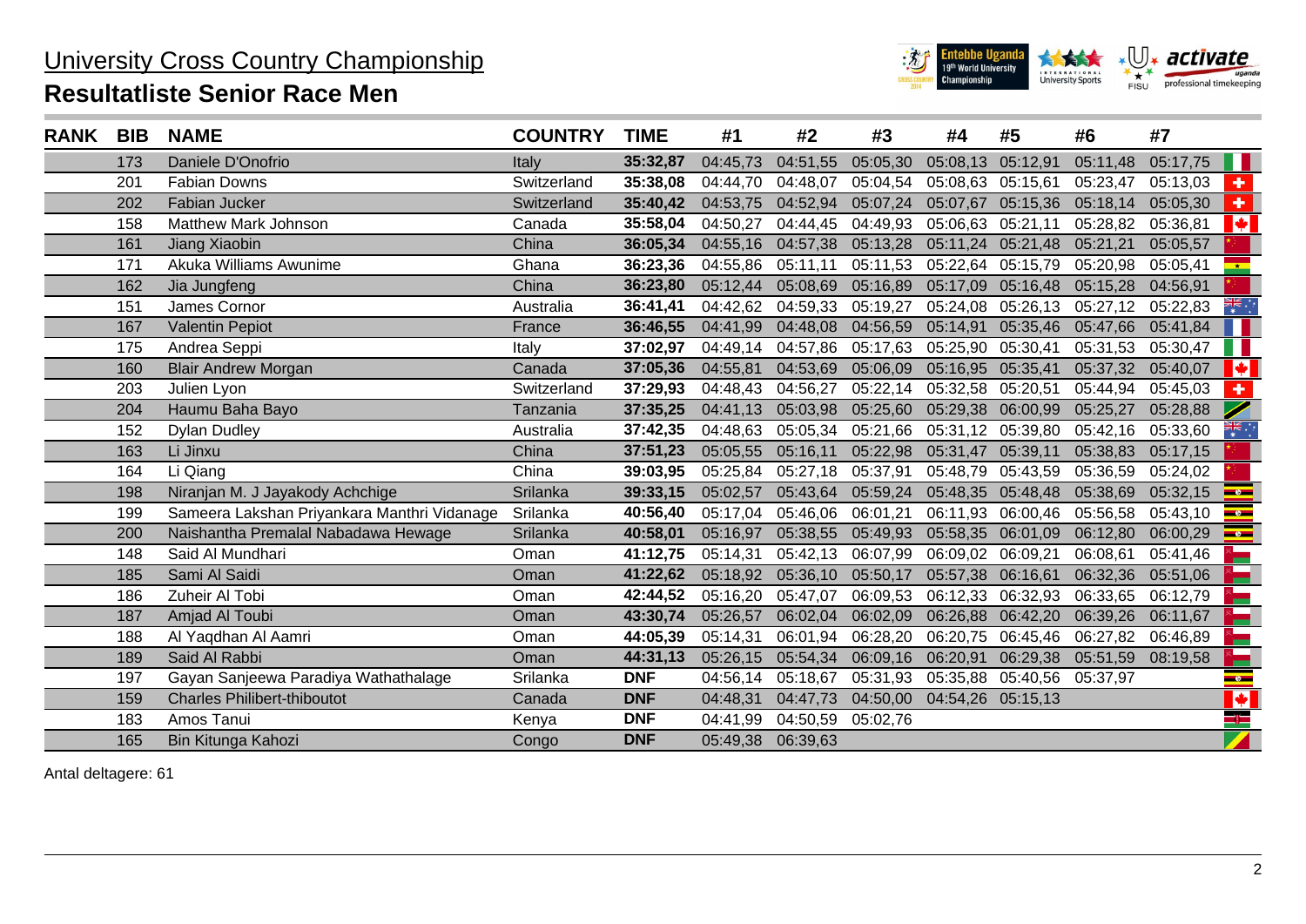# University Cross Country Championship

## Resultatliste Senior Race Men

| RANK | BIB | NAME | COUNTRY | TIME | #1 | #2 | #3 | #4 | #5 | #6 | #7 |
|---|---|---|---|---|---|---|---|---|---|---|---|
| | 173 | Daniele D'Onofrio | Italy | **35:32,87** | 04:45,73 | 04:51,55 | 05:05,30 | 05:08,13 | 05:12,91 | 05:11,48 | 05:17,75 |
| | 201 | Fabian Downs | Switzerland | **35:38,08** | 04:44,70 | 04:48,07 | 05:04,54 | 05:08,63 | 05:15,61 | 05:23,47 | 05:13,03 |
| | 202 | Fabian Jucker | Switzerland | **35:40,42** | 04:53,75 | 04:52,94 | 05:07,24 | 05:07,67 | 05:15,36 | 05:18,14 | 05:05,30 |
| | 158 | Matthew Mark Johnson | Canada | **35:58,04** | 04:50,27 | 04:44,45 | 04:49,93 | 05:06,63 | 05:21,11 | 05:28,82 | 05:36,81 |
| | 161 | Jiang Xiaobin | China | **36:05,34** | 04:55,16 | 04:57,38 | 05:13,28 | 05:11,24 | 05:21,48 | 05:21,21 | 05:05,57 |
| | 171 | Akuka Williams Awunime | Ghana | **36:23,36** | 04:55,86 | 05:11,11 | 05:11,53 | 05:22,64 | 05:15,79 | 05:20,98 | 05:05,41 |
| | 162 | Jia Jungfeng | China | **36:23,80** | 05:12,44 | 05:08,69 | 05:16,89 | 05:17,09 | 05:16,48 | 05:15,28 | 04:56,91 |
| | 151 | James Cornor | Australia | **36:41,41** | 04:42,62 | 04:59,33 | 05:19,27 | 05:24,08 | 05:26,13 | 05:27,12 | 05:22,83 |
| | 167 | Valentin Pepiot | France | **36:46,55** | 04:41,99 | 04:48,08 | 04:56,59 | 05:14,91 | 05:35,46 | 05:47,66 | 05:41,84 |
| | 175 | Andrea Seppi | Italy | **37:02,97** | 04:49,14 | 04:57,86 | 05:17,63 | 05:25,90 | 05:30,41 | 05:31,53 | 05:30,47 |
| | 160 | Blair Andrew Morgan | Canada | **37:05,36** | 04:55,81 | 04:53,69 | 05:06,09 | 05:16,95 | 05:35,41 | 05:37,32 | 05:40,07 |
| | 203 | Julien Lyon | Switzerland | **37:29,93** | 04:48,43 | 04:56,27 | 05:22,14 | 05:32,58 | 05:20,51 | 05:44,94 | 05:45,03 |
| | 204 | Haumu Baha Bayo | Tanzania | **37:35,25** | 04:41,13 | 05:03,98 | 05:25,60 | 05:29,38 | 06:00,99 | 05:25,27 | 05:28,88 |
| | 152 | Dylan Dudley | Australia | **37:42,35** | 04:48,63 | 05:05,34 | 05:21,66 | 05:31,12 | 05:39,80 | 05:42,16 | 05:33,60 |
| | 163 | Li Jinxu | China | **37:51,23** | 05:05,55 | 05:16,11 | 05:22,98 | 05:31,47 | 05:39,11 | 05:38,83 | 05:17,15 |
| | 164 | Li Qiang | China | **39:03,95** | 05:25,84 | 05:27,18 | 05:37,91 | 05:48,79 | 05:43,59 | 05:36,59 | 05:24,02 |
| | 198 | Niranjan M. J Jayakody Achchige | Srilanka | **39:33,15** | 05:02,57 | 05:43,64 | 05:59,24 | 05:48,35 | 05:48,48 | 05:38,69 | 05:32,15 |
| | 199 | Sameera Lakshan Priyankara Manthri Vidanage | Srilanka | **40:56,40** | 05:17,04 | 05:46,06 | 06:01,21 | 06:11,93 | 06:00,46 | 05:56,58 | 05:43,10 |
| | 200 | Naishantha Premalal Nabadawa Hewage | Srilanka | **40:58,01** | 05:16,97 | 05:38,55 | 05:49,93 | 05:58,35 | 06:01,09 | 06:12,80 | 06:00,29 |
| | 148 | Said Al Mundhari | Oman | **41:12,75** | 05:14,31 | 05:42,13 | 06:07,99 | 06:09,02 | 06:09,21 | 06:08,61 | 05:41,46 |
| | 185 | Sami Al Saidi | Oman | **41:22,62** | 05:18,92 | 05:36,10 | 05:50,17 | 05:57,38 | 06:16,61 | 06:32,36 | 05:51,06 |
| | 186 | Zuheir Al Tobi | Oman | **42:44,52** | 05:16,20 | 05:47,07 | 06:09,53 | 06:12,33 | 06:32,93 | 06:33,65 | 06:12,79 |
| | 187 | Amjad Al Toubi | Oman | **43:30,74** | 05:26,57 | 06:02,04 | 06:02,09 | 06:26,88 | 06:42,20 | 06:39,26 | 06:11,67 |
| | 188 | Al Yaqdhan Al Aamri | Oman | **44:05,39** | 05:14,31 | 06:01,94 | 06:28,20 | 06:20,75 | 06:45,46 | 06:27,82 | 06:46,89 |
| | 189 | Said Al Rabbi | Oman | **44:31,13** | 05:26,15 | 05:54,34 | 06:09,16 | 06:20,91 | 06:29,38 | 05:51,59 | 08:19,58 |
| | 197 | Gayan Sanjeewa Paradiya Wathathalage | Srilanka | **DNF** | 04:56,14 | 05:18,67 | 05:31,93 | 05:35,88 | 05:40,56 | 05:37,97 | |
| | 159 | Charles Philibert-thiboutot | Canada | **DNF** | 04:48,31 | 04:47,73 | 04:50,00 | 04:54,26 | 05:15,13 | | |
| | 183 | Amos Tanui | Kenya | **DNF** | 04:41,99 | 04:50,59 | 05:02,76 | | | | |
| | 165 | Bin Kitunga Kahozi | Congo | **DNF** | 05:49,38 | 06:39,63 | | | | | |

Antal deltagere: 61